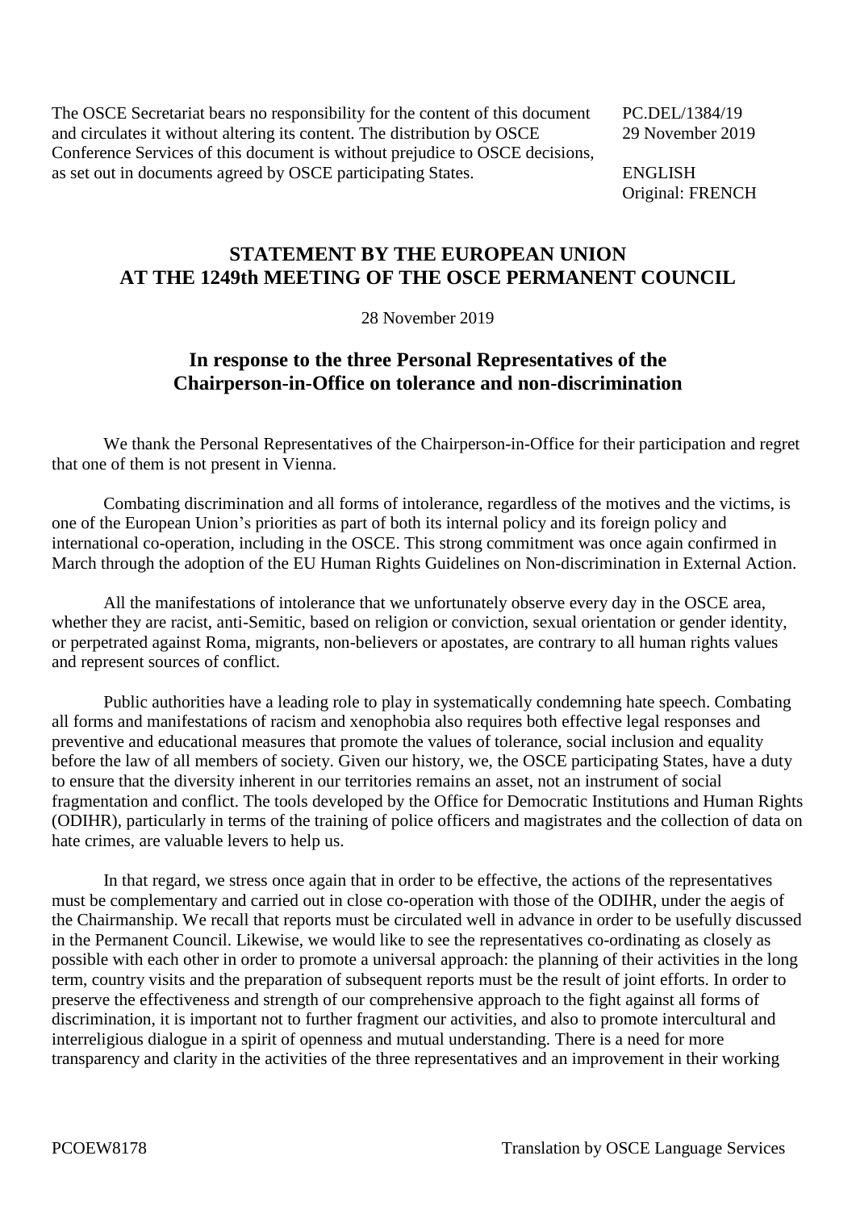The OSCE Secretariat bears no responsibility for the content of this document and circulates it without altering its content. The distribution by OSCE Conference Services of this document is without prejudice to OSCE decisions, as set out in documents agreed by OSCE participating States.

PC.DEL/1384/19
29 November 2019

ENGLISH
Original: FRENCH

# STATEMENT BY THE EUROPEAN UNION AT THE 1249th MEETING OF THE OSCE PERMANENT COUNCIL

28 November 2019

## In response to the three Personal Representatives of the Chairperson-in-Office on tolerance and non-discrimination

We thank the Personal Representatives of the Chairperson-in-Office for their participation and regret that one of them is not present in Vienna.

Combating discrimination and all forms of intolerance, regardless of the motives and the victims, is one of the European Union's priorities as part of both its internal policy and its foreign policy and international co-operation, including in the OSCE. This strong commitment was once again confirmed in March through the adoption of the EU Human Rights Guidelines on Non-discrimination in External Action.

All the manifestations of intolerance that we unfortunately observe every day in the OSCE area, whether they are racist, anti-Semitic, based on religion or conviction, sexual orientation or gender identity, or perpetrated against Roma, migrants, non-believers or apostates, are contrary to all human rights values and represent sources of conflict.

Public authorities have a leading role to play in systematically condemning hate speech. Combating all forms and manifestations of racism and xenophobia also requires both effective legal responses and preventive and educational measures that promote the values of tolerance, social inclusion and equality before the law of all members of society. Given our history, we, the OSCE participating States, have a duty to ensure that the diversity inherent in our territories remains an asset, not an instrument of social fragmentation and conflict. The tools developed by the Office for Democratic Institutions and Human Rights (ODIHR), particularly in terms of the training of police officers and magistrates and the collection of data on hate crimes, are valuable levers to help us.

In that regard, we stress once again that in order to be effective, the actions of the representatives must be complementary and carried out in close co-operation with those of the ODIHR, under the aegis of the Chairmanship. We recall that reports must be circulated well in advance in order to be usefully discussed in the Permanent Council. Likewise, we would like to see the representatives co-ordinating as closely as possible with each other in order to promote a universal approach: the planning of their activities in the long term, country visits and the preparation of subsequent reports must be the result of joint efforts. In order to preserve the effectiveness and strength of our comprehensive approach to the fight against all forms of discrimination, it is important not to further fragment our activities, and also to promote intercultural and interreligious dialogue in a spirit of openness and mutual understanding. There is a need for more transparency and clarity in the activities of the three representatives and an improvement in their working

PCOEW8178 Translation by OSCE Language Services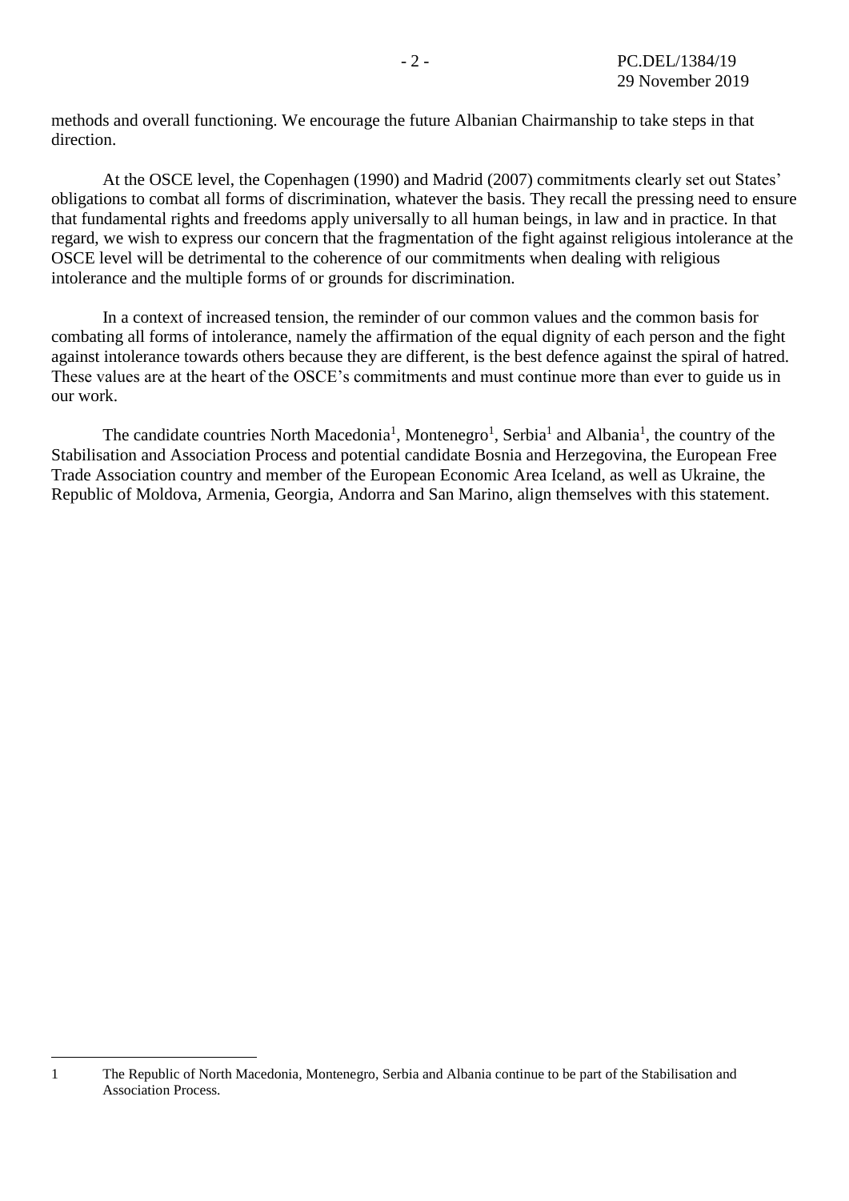methods and overall functioning. We encourage the future Albanian Chairmanship to take steps in that direction.

At the OSCE level, the Copenhagen (1990) and Madrid (2007) commitments clearly set out States' obligations to combat all forms of discrimination, whatever the basis. They recall the pressing need to ensure that fundamental rights and freedoms apply universally to all human beings, in law and in practice. In that regard, we wish to express our concern that the fragmentation of the fight against religious intolerance at the OSCE level will be detrimental to the coherence of our commitments when dealing with religious intolerance and the multiple forms of or grounds for discrimination.

In a context of increased tension, the reminder of our common values and the common basis for combating all forms of intolerance, namely the affirmation of the equal dignity of each person and the fight against intolerance towards others because they are different, is the best defence against the spiral of hatred. These values are at the heart of the OSCE's commitments and must continue more than ever to guide us in our work.

The candidate countries North Macedonia[1], Montenegro[1], Serbia[1] and Albania[1], the country of the Stabilisation and Association Process and potential candidate Bosnia and Herzegovina, the European Free Trade Association country and member of the European Economic Area Iceland, as well as Ukraine, the Republic of Moldova, Armenia, Georgia, Andorra and San Marino, align themselves with this statement.

---

1 The Republic of North Macedonia, Montenegro, Serbia and Albania continue to be part of the Stabilisation and Association Process.